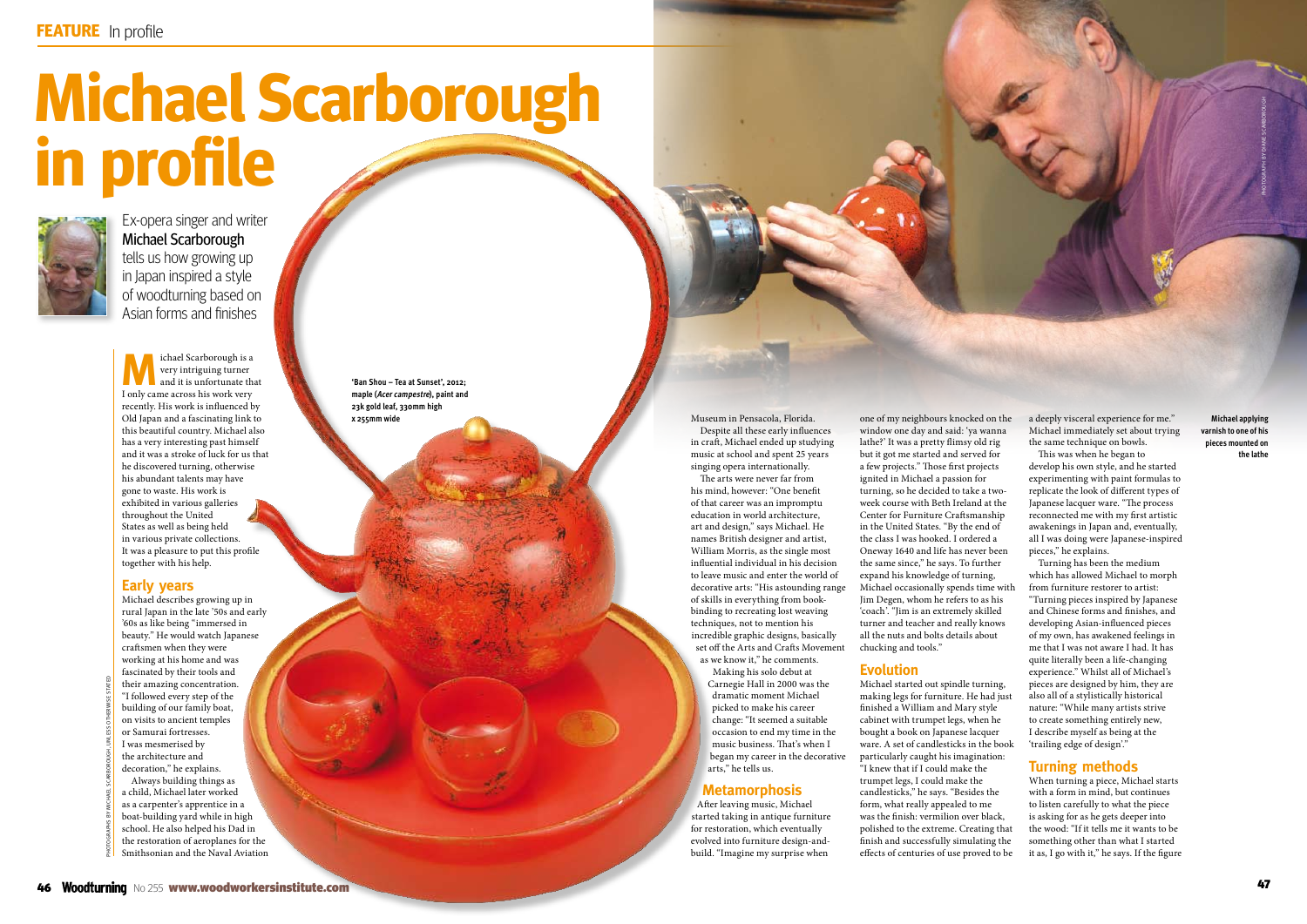# Michael Scarborough in profile

Ex-opera singer and writer **Michael Scarborough** tells us how growing up in Japan inspired a style of woodturning based on Asian forms and finishes

Michael Scarborough is a very intriguing turner and it is unfortunate that I only came across his work very recently. His work is influenced by Old Japan and a fascinating link to this beautiful country. Michael also has a very interesting past himself and it was a stroke of luck for us that he discovered turning, otherwise his abundant talents may have gone to waste. His work is exhibited in various galleries throughout the United States as well as being held in various private collections. It was a pleasure to put this profile together with his help.

## Early years

Michael describes growing up in rural Japan in the late '50s and early '60s as like being "immersed in beauty." He would watch Japanese craftsmen when they were working at his home and was fascinated by their tools and their amazing concentration. "I followed every step of the building of our family boat, on visits to ancient temples or Samurai fortresses. I was mesmerised by the architecture and decoration," he explains.

Always building things as a child, Michael later worked as a carpenter's apprentice in a boat-building yard while in high school. He also helped his Dad in the restoration of aeroplanes for the Smithsonian and the Naval Aviation Museum in Pensacola, Florida.

Despite all these early influences in craft, Michael ended up studying music at school and spent 25 years singing opera internationally.

The arts were never far from his mind, however: "One benefit of that career was an impromptu education in world architecture, art and design," says Michael. He names British designer and artist, William Morris, as the single most influential individual in his decision to leave music and enter the world of decorative arts: "His astounding range of skills in everything from book-binding to recreating lost weaving techniques, not to mention his incredible graphic designs, basically set off the Arts and Crafts Movement as we know it," he comments.

Making his solo debut at Carnegie Hall in 2000 was the dramatic moment Michael picked to make his career change: "It seemed a suitable occasion to end my time in the music business. That's when I began my career in the decorative arts," he tells us.

## Metamorphosis

After leaving music, Michael started taking in antique furniture for restoration, which eventually evolved into furniture design-and-build. "Imagine my surprise when one of my neighbours knocked on the window one day and said: 'ya wanna lathe?' It was a pretty flimsy old rig but it got me started and served for a few projects." Those first projects ignited in Michael a passion for turning, so he decided to take a two-week course with Beth Ireland at the Center for Furniture Craftsmanship in the United States. "By the end of the class I was hooked. I ordered a Oneway 1640 and life has never been the same since," he says. To further expand his knowledge of turning, Michael occasionally spends time with Jim Degen, whom he refers to as his 'coach'. "Jim is an extremely skilled turner and teacher and really knows all the nuts and bolts details about chucking and tools."

## Evolution

Michael started out spindle turning, making legs for furniture. He had just finished a William and Mary style cabinet with trumpet legs, when he bought a book on Japanese lacquer ware. A set of candlesticks in the book particularly caught his imagination: "I knew that if I could make the trumpet legs, I could make the candlesticks," he says. "Besides the form, what really appealed to me was the finish: vermilion over black, polished to the extreme. Creating that finish and successfully simulating the effects of centuries of use proved to be a deeply visceral experience for me." Michael immediately set about trying the same technique on bowls.

This was when he began to develop his own style, and he started experimenting with paint formulas to replicate the look of different types of Japanese lacquer ware. "The process reconnected me with my first artistic awakenings in Japan and, eventually, all I was doing were Japanese-inspired pieces," he explains.

Turning has been the medium which has allowed Michael to morph from furniture restorer to artist: "Turning pieces inspired by Japanese and Chinese forms and finishes, and developing Asian-influenced pieces of my own, has awakened feelings in me that I was not aware I had. It has quite literally been a life-changing experience." Whilst all of Michael's pieces are designed by him, they are also all of a stylistically historical nature: "While many artists strive to create something entirely new, I describe myself as being at the 'trailing edge of design'."

## Turning methods

When turning a piece, Michael starts with a form in mind, but continues to listen carefully to what the piece is asking for as he gets deeper into the wood: "If it tells me it wants to be something other than what I started it as, I go with it," he says. If the figure

'Ban Shou – Tea at Sunset', 2012; maple (*Acer campestre*), paint and 23k gold leaf, 330mm high x 255mm wide

Michael applying varnish to one of his pieces mounted on the lathe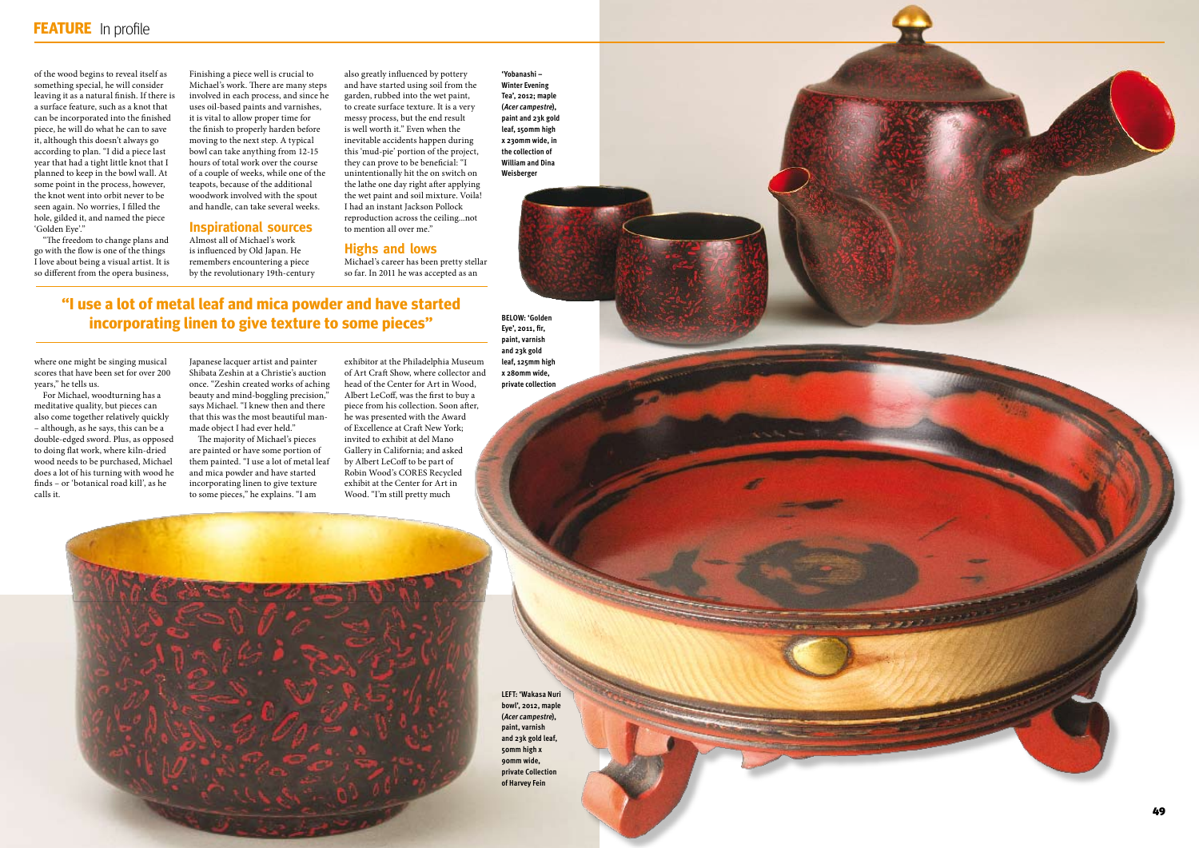of the wood begins to reveal itself as something special, he will consider leaving it as a natural finish. If there is a surface feature, such as a knot that can be incorporated into the finished piece, he will do what he can to save it, although this doesn't always go according to plan. "I did a piece last year that had a tight little knot that I planned to keep in the bowl wall. At some point in the process, however, the knot went into orbit never to be seen again. No worries, I filled the hole, gilded it, and named the piece 'Golden Eye'."

"The freedom to change plans and go with the flow is one of the things I love about being a visual artist. It is so different from the opera business, where one might be singing musical scores that have been set for over 200 years," he tells us.

For Michael, woodturning has a meditative quality, but pieces can also come together relatively quickly – although, as he says, this can be a double-edged sword. Plus, as opposed to doing flat work, where kiln-dried wood needs to be purchased, Michael does a lot of his turning with wood he finds – or 'botanical road kill', as he calls it.

Finishing a piece well is crucial to Michael's work. There are many steps involved in each process, and since he uses oil-based paints and varnishes, it is vital to allow proper time for the finish to properly harden before moving to the next step. A typical bowl can take anything from 12-15 hours of total work over the course of a couple of weeks, while one of the teapots, because of the additional woodwork involved with the spout and handle, can take several weeks.

## Inspirational sources

Almost all of Michael's work is influenced by Old Japan. He remembers encountering a piece by the revolutionary 19th-century Japanese lacquer artist and painter Shibata Zeshin at a Christie's auction once. "Zeshin created works of aching beauty and mind-boggling precision," says Michael. "I knew then and there that this was the most beautiful man-made object I had ever held."

The majority of Michael's pieces are painted or have some portion of them painted. "I use a lot of metal leaf and mica powder and have started incorporating linen to give texture to some pieces," he explains. "I am also greatly influenced by pottery and have started using soil from the garden, rubbed into the wet paint, to create surface texture. It is a very messy process, but the end result is well worth it." Even when the inevitable accidents happen during this 'mud-pie' portion of the project, they can prove to be beneficial: "I unintentionally hit the on switch on the lathe one day right after applying the wet paint and soil mixture. Voila! I had an instant Jackson Pollock reproduction across the ceiling...not to mention all over me."

## Highs and lows

Michael's career has been pretty stellar so far. In 2011 he was accepted as an exhibitor at the Philadelphia Museum of Art Craft Show, where collector and head of the Center for Art in Wood, Albert LeCoff, was the first to buy a piece from his collection. Soon after, he was presented with the Award of Excellence at Craft New York; invited to exhibit at del Mano Gallery in California; and asked by Albert LeCoff to be part of Robin Wood's CORES Recycled exhibit at the Center for Art in Wood. "I'm still pretty much

**"I use a lot of metal leaf and mica powder and have started incorporating linen to give texture to some pieces"**

**'Yobanashi – Winter Evening Tea', 2012; maple (*Acer campestre*), paint and 23k gold leaf, 150mm high x 230mm wide, in the collection of William and Dina Weisberger**

**BELOW: 'Golden Eye', 2011, fir, paint, varnish and 23k gold leaf, 125mm high x 280mm wide, private collection**

**LEFT: 'Wakasa Nuri bowl', 2012, maple (*Acer campestre*), paint, varnish and 23k gold leaf, 50mm high x 90mm wide, private Collection of Harvey Fein**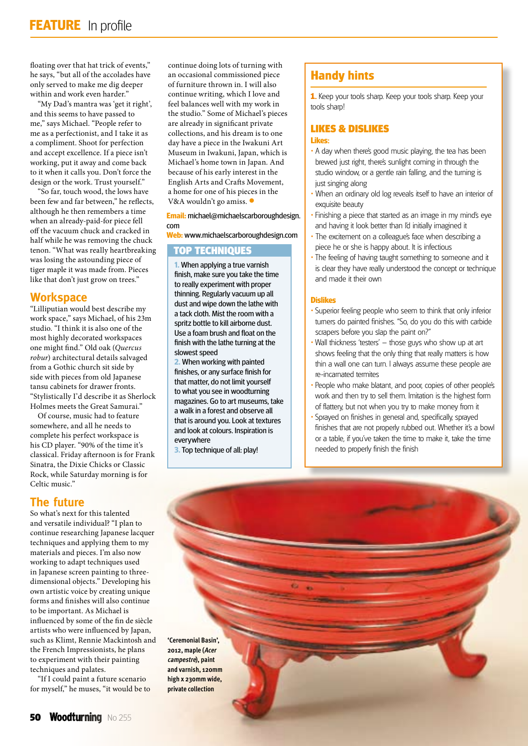floating over that hat trick of events," he says, "but all of the accolades have only served to make me dig deeper within and work even harder."

"My Dad's mantra was 'get it right', and this seems to have passed to me," says Michael. "People refer to me as a perfectionist, and I take it as a compliment. Shoot for perfection and accept excellence. If a piece isn't working, put it away and come back to it when it calls you. Don't force the design or the work. Trust yourself."

"So far, touch wood, the lows have been few and far between," he reflects, although he then remembers a time when an already-paid-for piece fell off the vacuum chuck and cracked in half while he was removing the chuck tenon. "What was really heartbreaking was losing the astounding piece of tiger maple it was made from. Pieces like that don't just grow on trees."

## Workspace

"Lilliputian would best describe my work space," says Michael, of his 23m studio. "I think it is also one of the most highly decorated workspaces one might find." Old oak (*Quercus robur*) architectural details salvaged from a Gothic church sit side by side with pieces from old Japanese tansu cabinets for drawer fronts. "Stylistically I'd describe it as Sherlock Holmes meets the Great Samurai."

Of course, music had to feature somewhere, and all he needs to complete his perfect workspace is his CD player. "90% of the time it's classical. Friday afternoon is for Frank Sinatra, the Dixie Chicks or Classic Rock, while Saturday morning is for Celtic music."

## The future

So what's next for this talented and versatile individual? "I plan to continue researching Japanese lacquer techniques and applying them to my materials and pieces. I'm also now working to adapt techniques used in Japanese screen painting to three-dimensional objects." Developing his own artistic voice by creating unique forms and finishes will also continue to be important. As Michael is influenced by some of the fin de siècle artists who were influenced by Japan, such as Klimt, Rennie Mackintosh and the French Impressionists, he plans to experiment with their painting techniques and palates.

"If I could paint a future scenario for myself," he muses, "it would be to continue doing lots of turning with an occasional commissioned piece of furniture thrown in. I will also continue writing, which I love and feel balances well with my work in the studio." Some of Michael's pieces are already in significant private collections, and his dream is to one day have a piece in the Iwakuni Art Museum in Iwakuni, Japan, which is Michael's home town in Japan. And because of his early interest in the English Arts and Crafts Movement, a home for one of his pieces in the V&A wouldn't go amiss.

**Email:** michael@michaelscarboroughdesign.com
**Web:** www.michaelscarboroughdesign.com

### TOP TECHNIQUES

1. When applying a true varnish finish, make sure you take the time to really experiment with proper thinning. Regularly vacuum up all dust and wipe down the lathe with a tack cloth. Mist the room with a spritz bottle to kill airborne dust. Use a foam brush and float on the finish with the lathe turning at the slowest speed
2. When working with painted finishes, or any surface finish for that matter, do not limit yourself to what you see in woodturning magazines. Go to art museums, take a walk in a forest and observe all that is around you. Look at textures and look at colours. Inspiration is everywhere
3. Top technique of all: play!

## Handy hints

1. Keep your tools sharp. Keep your tools sharp. Keep your tools sharp!

### LIKES & DISLIKES

**Likes:**

- A day when there's good music playing, the tea has been brewed just right, there's sunlight coming in through the studio window, or a gentle rain falling, and the turning is just singing along
- When an ordinary old log reveals itself to have an interior of exquisite beauty
- Finishing a piece that started as an image in my mind's eye and having it look better than I'd initially imagined it
- The excitement on a colleague's face when describing a piece he or she is happy about. It is infectious
- The feeling of having taught something to someone and it is clear they have really understood the concept or technique and made it their own

**Dislikes**

- Superior feeling people who seem to think that only inferior turners do painted finishes. "So, do you do this with carbide scrapers before you slap the paint on?"
- Wall thickness 'testers' – those guys who show up at art shows feeling that the only thing that really matters is how thin a wall one can turn. I always assume these people are re-incarnated termites
- People who make blatant, and poor, copies of other people's work and then try to sell them. Imitation is the highest form of flattery, but not when you try to make money from it
- Sprayed on finishes in general and, specifically, sprayed finishes that are not properly rubbed out. Whether it's a bowl or a table, if you've taken the time to make it, take the time needed to properly finish the finish

**'Ceremonial Basin', 2012, maple (*Acer campestre*), paint and varnish, 120mm high x 230mm wide, private collection**